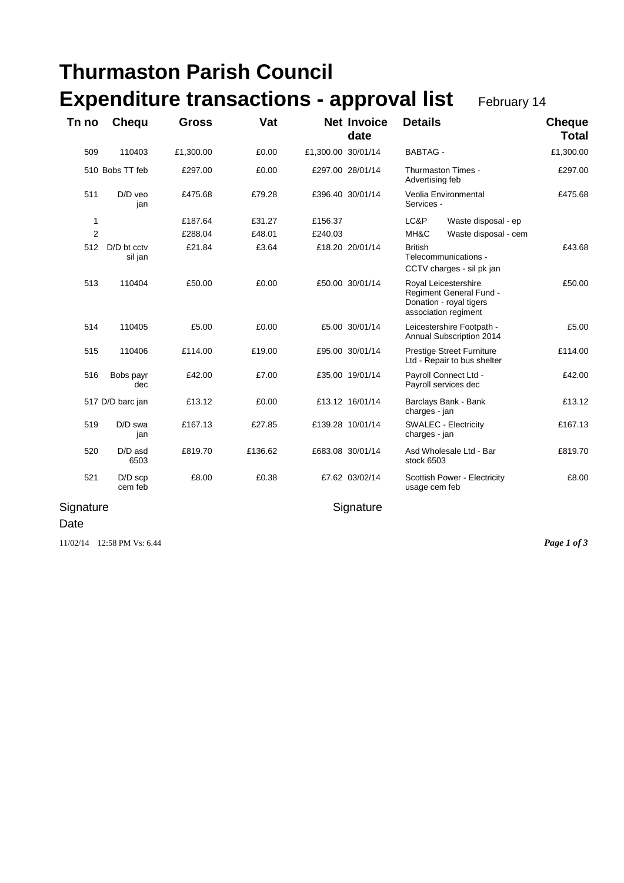# Thurmaston Parish Council

# Expenditure transactions - approval list

February 14

| Tn no | Chequ | Gross | Vat | Net | Invoice date | Details | | Cheque Total |
|---|---|---|---|---|---|---|---|---|
| 509 | 110403 | £1,300.00 | £0.00 | £1,300.00 | 30/01/14 | BABTAG - | | £1,300.00 |
| 510 | Bobs TT feb | £297.00 | £0.00 | £297.00 | 28/01/14 | Thurmaston Times - Advertising feb | | £297.00 |
| 511 | D/D veo jan | £475.68 | £79.28 | £396.40 | 30/01/14 | Veolia Environmental Services - | | £475.68 |
| 1 | | £187.64 | £31.27 | £156.37 | | LC&P | Waste disposal - ep | |
| 2 | | £288.04 | £48.01 | £240.03 | | MH&C | Waste disposal - cem | |
| 512 | D/D bt cctv sil jan | £21.84 | £3.64 | £18.20 | 20/01/14 | British Telecommunications - CCTV charges - sil pk jan | | £43.68 |
| 513 | 110404 | £50.00 | £0.00 | £50.00 | 30/01/14 | Royal Leicestershire Regiment General Fund - Donation - royal tigers association regiment | | £50.00 |
| 514 | 110405 | £5.00 | £0.00 | £5.00 | 30/01/14 | Leicestershire Footpath - Annual Subscription 2014 | | £5.00 |
| 515 | 110406 | £114.00 | £19.00 | £95.00 | 30/01/14 | Prestige Street Furniture Ltd - Repair to bus shelter | | £114.00 |
| 516 | Bobs payr dec | £42.00 | £7.00 | £35.00 | 19/01/14 | Payroll Connect Ltd - Payroll services dec | | £42.00 |
| 517 | D/D barc jan | £13.12 | £0.00 | £13.12 | 16/01/14 | Barclays Bank - Bank charges - jan | | £13.12 |
| 519 | D/D swa jan | £167.13 | £27.85 | £139.28 | 10/01/14 | SWALEC - Electricity charges - jan | | £167.13 |
| 520 | D/D asd 6503 | £819.70 | £136.62 | £683.08 | 30/01/14 | Asd Wholesale Ltd - Bar stock 6503 | | £819.70 |
| 521 | D/D scp cem feb | £8.00 | £0.38 | £7.62 | 03/02/14 | Scottish Power - Electricity usage cem feb | | £8.00 |

Signature

Signature

Date

11/02/14 12:58 PM Vs: 6.44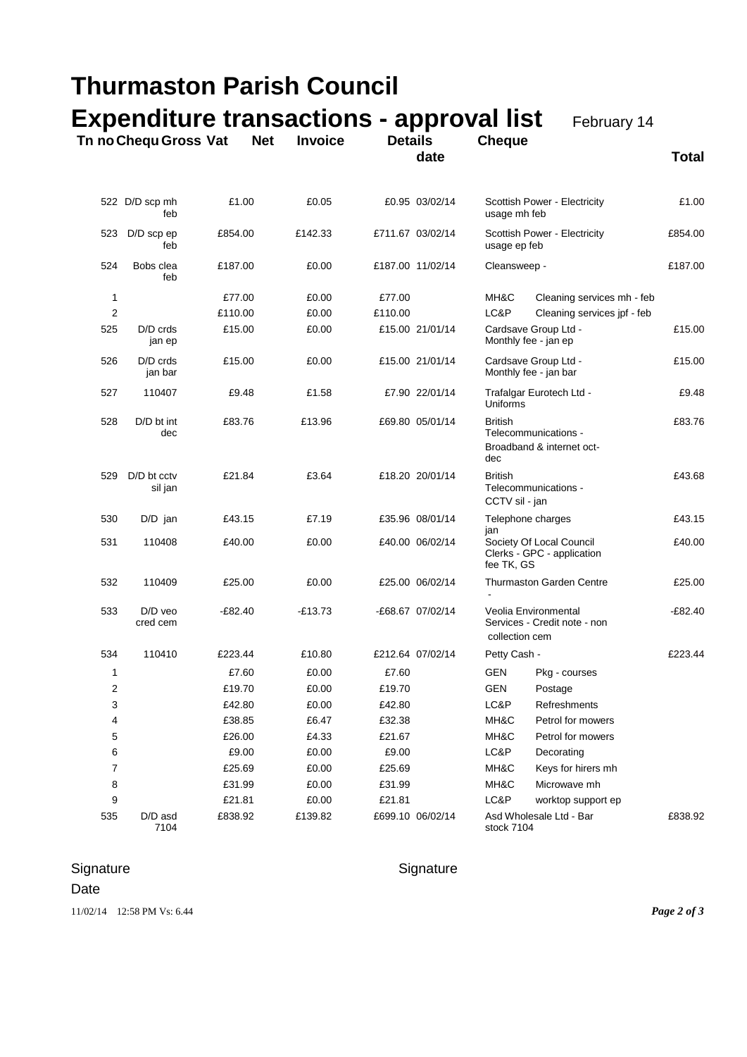# Thurmaston Parish Council

## Expenditure transactions - approval list

February 14

| Tn no | Chequ | Gross | Vat | Net | Invoice date | Details | | Cheque Total |
|---|---|---|---|---|---|---|---|---|
| 522 | D/D scp mh feb | £1.00 | £0.05 | £0.95 | 03/02/14 | Scottish Power - Electricity usage mh feb | | £1.00 |
| 523 | D/D scp ep feb | £854.00 | £142.33 | £711.67 | 03/02/14 | Scottish Power - Electricity usage ep feb | | £854.00 |
| 524 | Bobs clea feb | £187.00 | £0.00 | £187.00 | 11/02/14 | Cleansweep - | | £187.00 |
| 1 | | £77.00 | £0.00 | £77.00 | | MH&C | Cleaning services mh - feb | |
| 2 | | £110.00 | £0.00 | £110.00 | | LC&P | Cleaning services jpf - feb | |
| 525 | D/D crds jan ep | £15.00 | £0.00 | £15.00 | 21/01/14 | Cardsave Group Ltd - Monthly fee - jan ep | | £15.00 |
| 526 | D/D crds jan bar | £15.00 | £0.00 | £15.00 | 21/01/14 | Cardsave Group Ltd - Monthly fee - jan bar | | £15.00 |
| 527 | 110407 | £9.48 | £1.58 | £7.90 | 22/01/14 | Trafalgar Eurotech Ltd - Uniforms | | £9.48 |
| 528 | D/D bt int dec | £83.76 | £13.96 | £69.80 | 05/01/14 | British Telecommunications - Broadband & internet oct-dec | | £83.76 |
| 529 | D/D bt cctv sil jan | £21.84 | £3.64 | £18.20 | 20/01/14 | British Telecommunications - CCTV sil - jan | | £43.68 |
| 530 | D/D jan | £43.15 | £7.19 | £35.96 | 08/01/14 | Telephone charges jan | | £43.15 |
| 531 | 110408 | £40.00 | £0.00 | £40.00 | 06/02/14 | Society Of Local Council Clerks - GPC - application fee TK, GS | | £40.00 |
| 532 | 110409 | £25.00 | £0.00 | £25.00 | 06/02/14 | Thurmaston Garden Centre - | | £25.00 |
| 533 | D/D veo cred cem | -£82.40 | -£13.73 | -£68.67 | 07/02/14 | Veolia Environmental Services - Credit note - non collection cem | | -£82.40 |
| 534 | 110410 | £223.44 | £10.80 | £212.64 | 07/02/14 | Petty Cash - | | £223.44 |
| 1 | | £7.60 | £0.00 | £7.60 | | GEN | Pkg - courses | |
| 2 | | £19.70 | £0.00 | £19.70 | | GEN | Postage | |
| 3 | | £42.80 | £0.00 | £42.80 | | LC&P | Refreshments | |
| 4 | | £38.85 | £6.47 | £32.38 | | MH&C | Petrol for mowers | |
| 5 | | £26.00 | £4.33 | £21.67 | | MH&C | Petrol for mowers | |
| 6 | | £9.00 | £0.00 | £9.00 | | LC&P | Decorating | |
| 7 | | £25.69 | £0.00 | £25.69 | | MH&C | Keys for hirers mh | |
| 8 | | £31.99 | £0.00 | £31.99 | | MH&C | Microwave mh | |
| 9 | | £21.81 | £0.00 | £21.81 | | LC&P | worktop support ep | |
| 535 | D/D asd 7104 | £838.92 | £139.82 | £699.10 | 06/02/14 | Asd Wholesale Ltd - Bar stock 7104 | | £838.92 |

Signature

Signature

Date

11/02/14 12:58 PM Vs: 6.44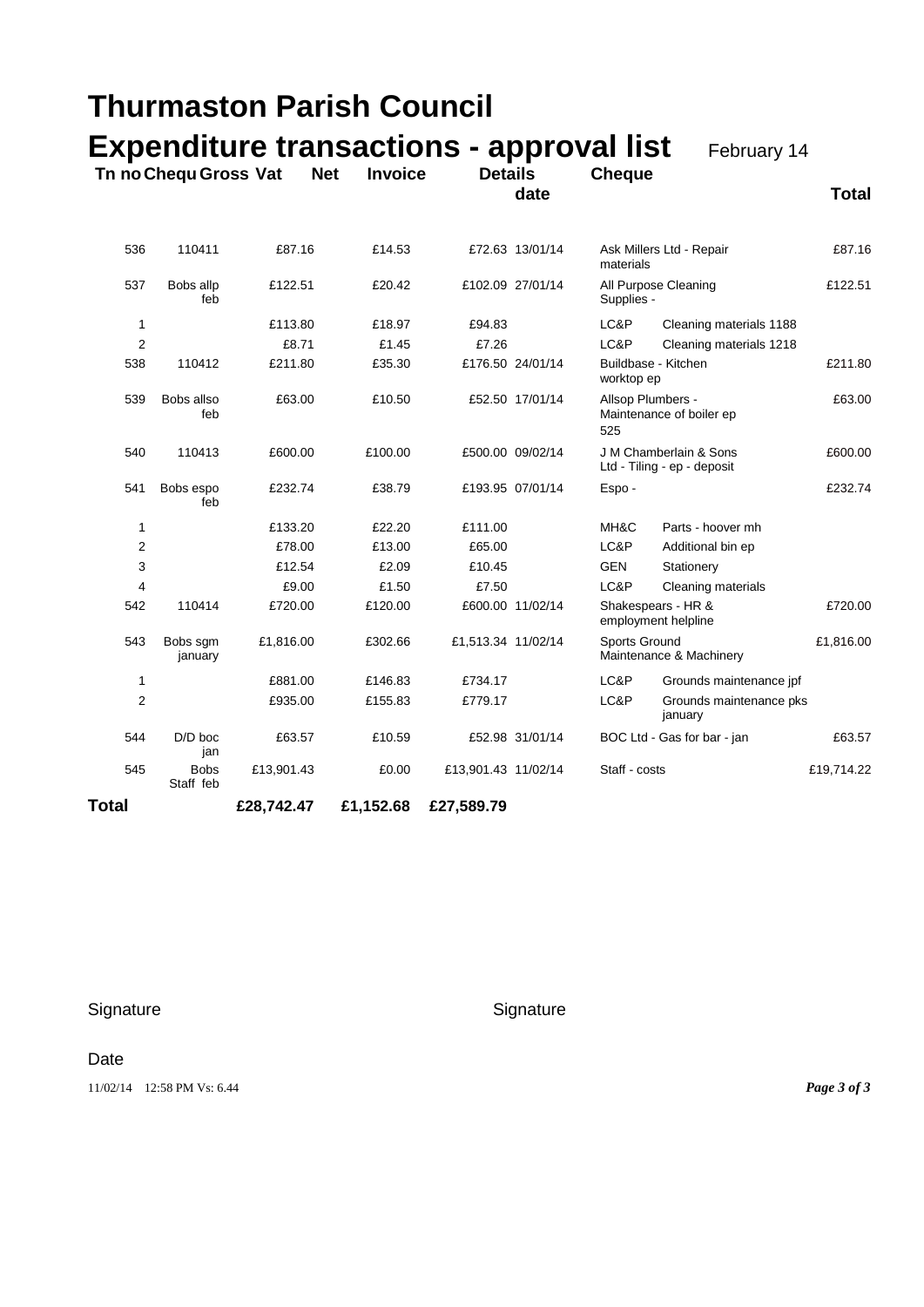# Thurmaston Parish Council

## Expenditure transactions - approval list

February 14

| Tn no | Chequ | Gross | Vat | Net | Invoice date | Details | | Cheque Total |
|---|---|---|---|---|---|---|---|---|
| 536 | 110411 | £87.16 | £14.53 | £72.63 | 13/01/14 | Ask Millers Ltd - Repair materials | | £87.16 |
| 537 | Bobs allp feb | £122.51 | £20.42 | £102.09 | 27/01/14 | All Purpose Cleaning Supplies - | | £122.51 |
| 1 | | £113.80 | £18.97 | £94.83 | | LC&P | Cleaning materials 1188 | |
| 2 | | £8.71 | £1.45 | £7.26 | | LC&P | Cleaning materials 1218 | |
| 538 | 110412 | £211.80 | £35.30 | £176.50 | 24/01/14 | Buildbase - Kitchen worktop ep | | £211.80 |
| 539 | Bobs allso feb | £63.00 | £10.50 | £52.50 | 17/01/14 | Allsop Plumbers - Maintenance of boiler ep 525 | | £63.00 |
| 540 | 110413 | £600.00 | £100.00 | £500.00 | 09/02/14 | J M Chamberlain & Sons Ltd - Tiling - ep - deposit | | £600.00 |
| 541 | Bobs espo feb | £232.74 | £38.79 | £193.95 | 07/01/14 | Espo - | | £232.74 |
| 1 | | £133.20 | £22.20 | £111.00 | | MH&C | Parts - hoover mh | |
| 2 | | £78.00 | £13.00 | £65.00 | | LC&P | Additional bin ep | |
| 3 | | £12.54 | £2.09 | £10.45 | | GEN | Stationery | |
| 4 | | £9.00 | £1.50 | £7.50 | | LC&P | Cleaning materials | |
| 542 | 110414 | £720.00 | £120.00 | £600.00 | 11/02/14 | Shakespears - HR & employment helpline | | £720.00 |
| 543 | Bobs sgm january | £1,816.00 | £302.66 | £1,513.34 | 11/02/14 | Sports Ground Maintenance & Machinery | | £1,816.00 |
| 1 | | £881.00 | £146.83 | £734.17 | | LC&P | Grounds maintenance jpf | |
| 2 | | £935.00 | £155.83 | £779.17 | | LC&P | Grounds maintenance pks january | |
| 544 | D/D boc jan | £63.57 | £10.59 | £52.98 | 31/01/14 | BOC Ltd - Gas for bar - jan | | £63.57 |
| 545 | Bobs Staff feb | £13,901.43 | £0.00 | £13,901.43 | 11/02/14 | Staff - costs | | £19,714.22 |
| **Total** | | **£28,742.47** | **£1,152.68** | **£27,589.79** | | | | |

Signature

Signature

Date

11/02/14 12:58 PM Vs: 6.44